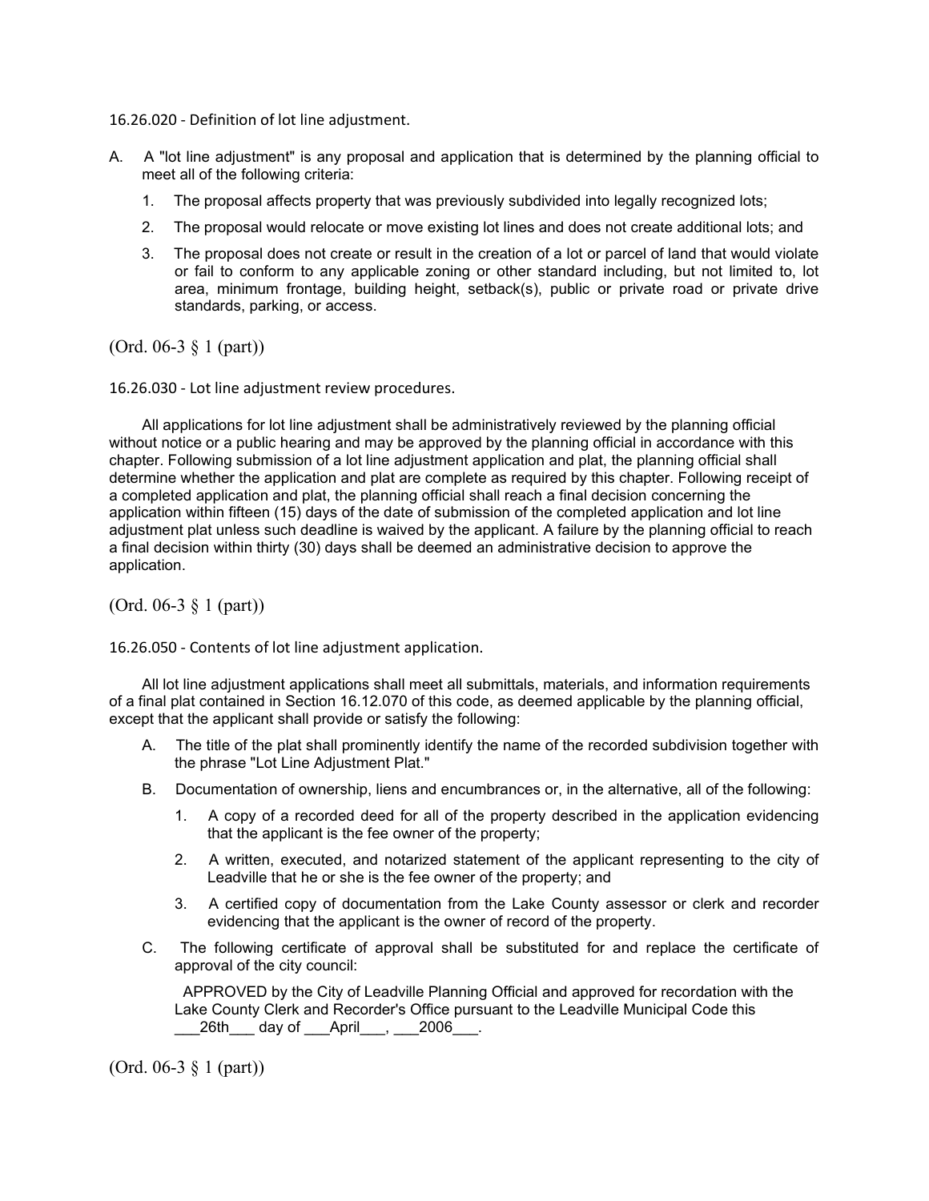### 16.26.020 - Definition of lot line adjustment.

A. A "lot line adjustment" is any proposal and application that is determined by the planning official to meet all of the following criteria:

1. The proposal affects property that was previously subdivided into legally recognized lots;
2. The proposal would relocate or move existing lot lines and does not create additional lots; and
3. The proposal does not create or result in the creation of a lot or parcel of land that would violate or fail to conform to any applicable zoning or other standard including, but not limited to, lot area, minimum frontage, building height, setback(s), public or private road or private drive standards, parking, or access.

(Ord. 06-3 § 1 (part))

### 16.26.030 - Lot line adjustment review procedures.

All applications for lot line adjustment shall be administratively reviewed by the planning official without notice or a public hearing and may be approved by the planning official in accordance with this chapter. Following submission of a lot line adjustment application and plat, the planning official shall determine whether the application and plat are complete as required by this chapter. Following receipt of a completed application and plat, the planning official shall reach a final decision concerning the application within fifteen (15) days of the date of submission of the completed application and lot line adjustment plat unless such deadline is waived by the applicant. A failure by the planning official to reach a final decision within thirty (30) days shall be deemed an administrative decision to approve the application.

(Ord. 06-3 § 1 (part))

### 16.26.050 - Contents of lot line adjustment application.

All lot line adjustment applications shall meet all submittals, materials, and information requirements of a final plat contained in Section 16.12.070 of this code, as deemed applicable by the planning official, except that the applicant shall provide or satisfy the following:

A. The title of the plat shall prominently identify the name of the recorded subdivision together with the phrase "Lot Line Adjustment Plat."

B. Documentation of ownership, liens and encumbrances or, in the alternative, all of the following:

1. A copy of a recorded deed for all of the property described in the application evidencing that the applicant is the fee owner of the property;
2. A written, executed, and notarized statement of the applicant representing to the city of Leadville that he or she is the fee owner of the property; and
3. A certified copy of documentation from the Lake County assessor or clerk and recorder evidencing that the applicant is the owner of record of the property.

C. The following certificate of approval shall be substituted for and replace the certificate of approval of the city council:

APPROVED by the City of Leadville Planning Official and approved for recordation with the Lake County Clerk and Recorder's Office pursuant to the Leadville Municipal Code this \_\_\_26th\_\_\_ day of \_\_\_April\_\_\_, \_\_\_2006\_\_\_.

(Ord. 06-3 § 1 (part))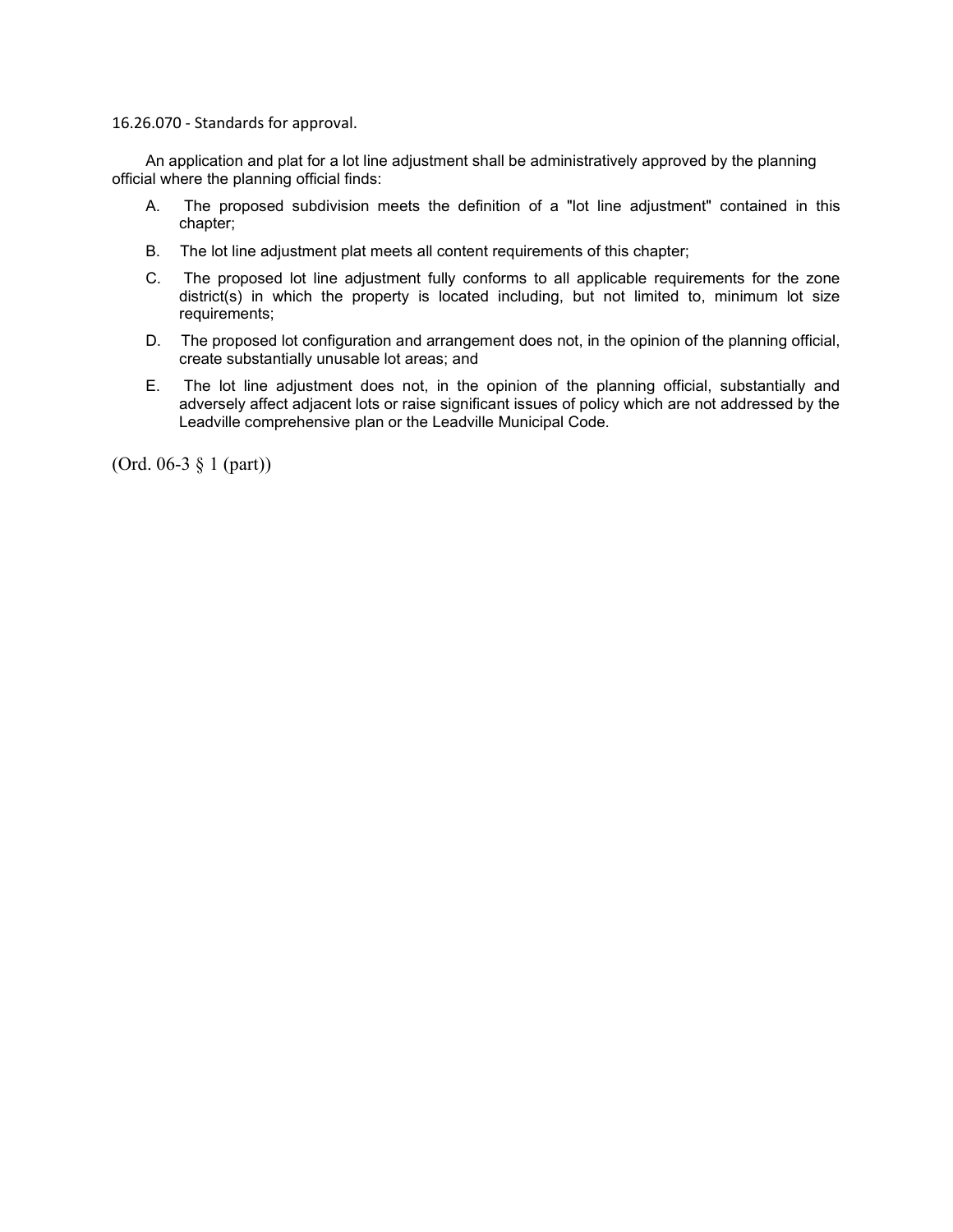16.26.070 - Standards for approval.

An application and plat for a lot line adjustment shall be administratively approved by the planning official where the planning official finds:

A. The proposed subdivision meets the definition of a "lot line adjustment" contained in this chapter;

B. The lot line adjustment plat meets all content requirements of this chapter;

C. The proposed lot line adjustment fully conforms to all applicable requirements for the zone district(s) in which the property is located including, but not limited to, minimum lot size requirements;

D. The proposed lot configuration and arrangement does not, in the opinion of the planning official, create substantially unusable lot areas; and

E. The lot line adjustment does not, in the opinion of the planning official, substantially and adversely affect adjacent lots or raise significant issues of policy which are not addressed by the Leadville comprehensive plan or the Leadville Municipal Code.

(Ord. 06-3 § 1 (part))